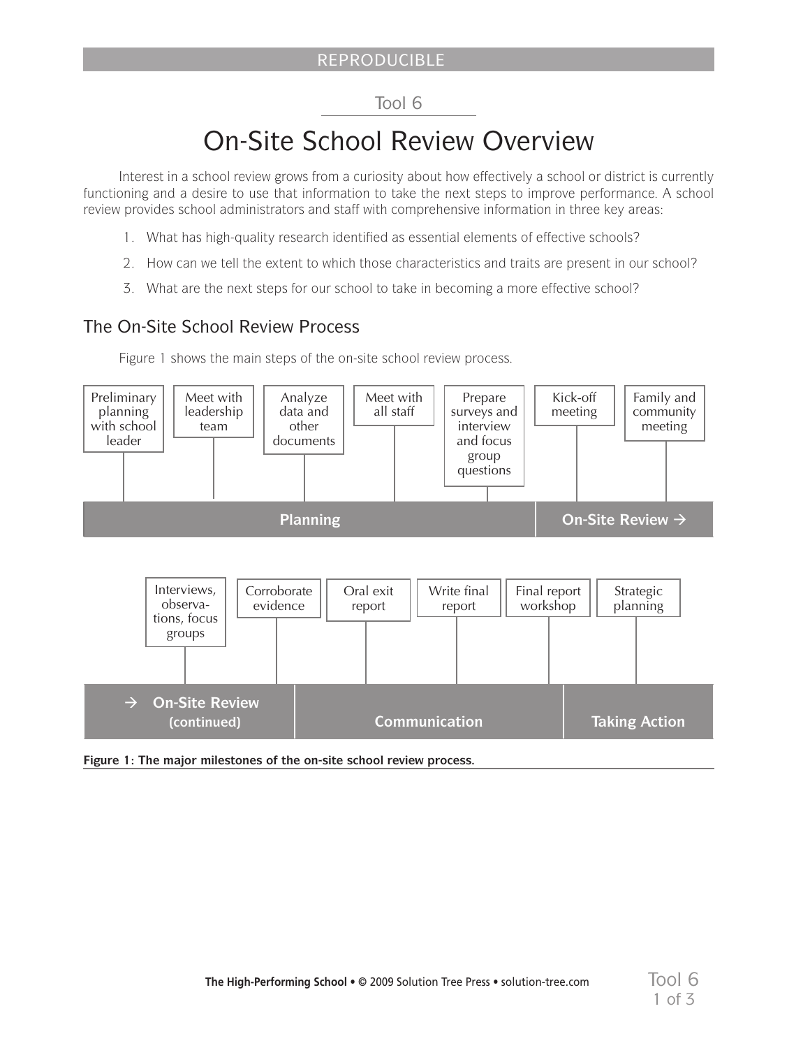REPRODUCIBLE

Tool 6

# On-Site School Review Overview

Interest in a school review grows from a curiosity about how effectively a school or district is currently functioning and a desire to use that information to take the next steps to improve performance. A school review provides school administrators and staff with comprehensive information in three key areas:

1. What has high-quality research identified as essential elements of effective schools?
2. How can we tell the extent to which those characteristics and traits are present in our school?
3. What are the next steps for our school to take in becoming a more effective school?

## The On-Site School Review Process

Figure 1 shows the main steps of the on-site school review process.

**Planning**
- Preliminary planning with school leader
- Meet with leadership team
- Analyze data and other documents
- Meet with all staff
- Prepare surveys and interview and focus group questions

**On-Site Review →**
- Kick-off meeting
- Family and community meeting

**→ On-Site Review (continued)**
- Interviews, observations, focus groups
- Corroborate evidence

**Communication**
- Oral exit report
- Write final report
- Final report workshop

**Taking Action**
- Strategic planning

**Figure 1: The major milestones of the on-site school review process.**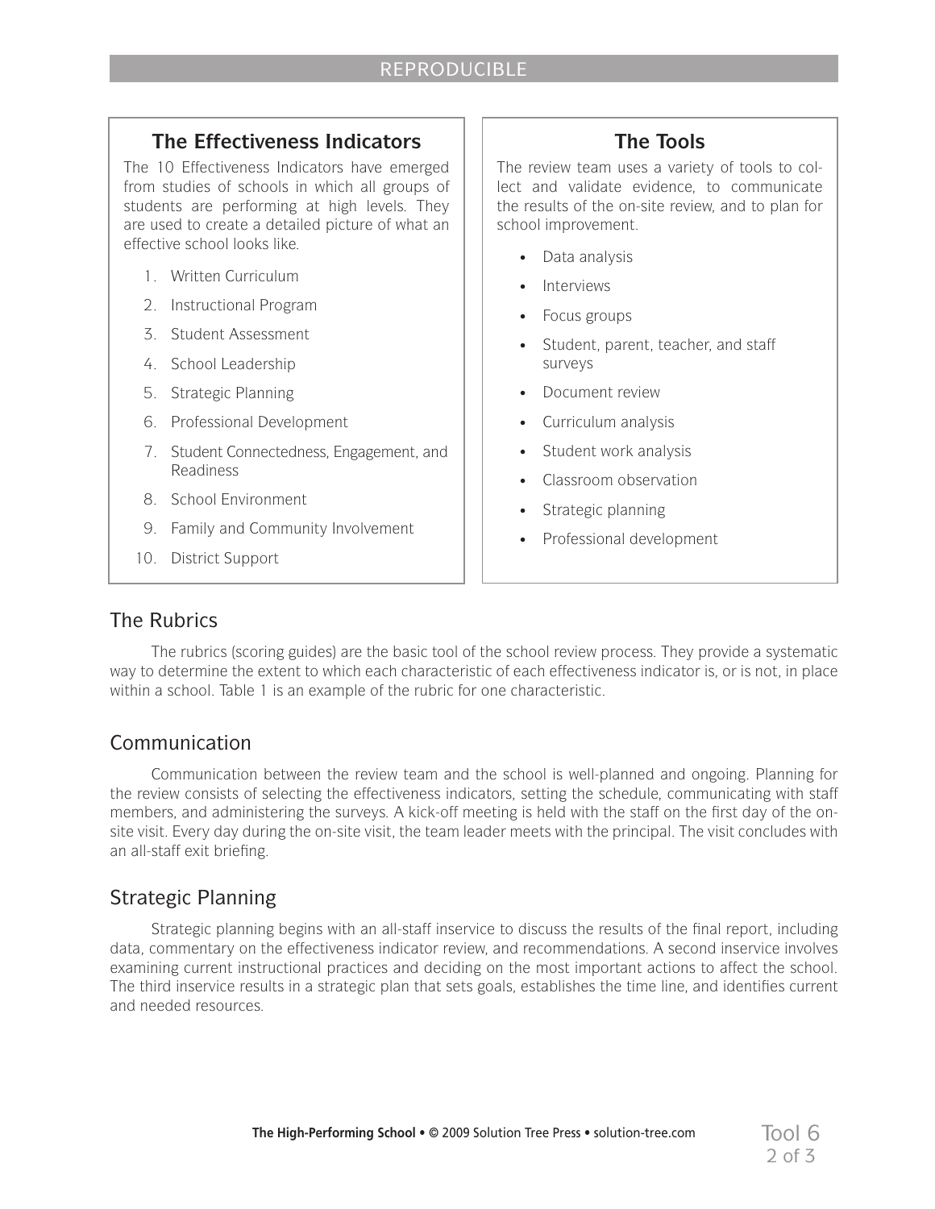## The Effectiveness Indicators

The 10 Effectiveness Indicators have emerged from studies of schools in which all groups of students are performing at high levels. They are used to create a detailed picture of what an effective school looks like.

1. Written Curriculum
2. Instructional Program
3. Student Assessment
4. School Leadership
5. Strategic Planning
6. Professional Development
7. Student Connectedness, Engagement, and Readiness
8. School Environment
9. Family and Community Involvement
10. District Support

## The Tools

The review team uses a variety of tools to collect and validate evidence, to communicate the results of the on-site review, and to plan for school improvement.

- Data analysis
- Interviews
- Focus groups
- Student, parent, teacher, and staff surveys
- Document review
- Curriculum analysis
- Student work analysis
- Classroom observation
- Strategic planning
- Professional development

## The Rubrics

The rubrics (scoring guides) are the basic tool of the school review process. They provide a systematic way to determine the extent to which each characteristic of each effectiveness indicator is, or is not, in place within a school. Table 1 is an example of the rubric for one characteristic.

## Communication

Communication between the review team and the school is well-planned and ongoing. Planning for the review consists of selecting the effectiveness indicators, setting the schedule, communicating with staff members, and administering the surveys. A kick-off meeting is held with the staff on the first day of the on-site visit. Every day during the on-site visit, the team leader meets with the principal. The visit concludes with an all-staff exit briefing.

## Strategic Planning

Strategic planning begins with an all-staff inservice to discuss the results of the final report, including data, commentary on the effectiveness indicator review, and recommendations. A second inservice involves examining current instructional practices and deciding on the most important actions to affect the school. The third inservice results in a strategic plan that sets goals, establishes the time line, and identifies current and needed resources.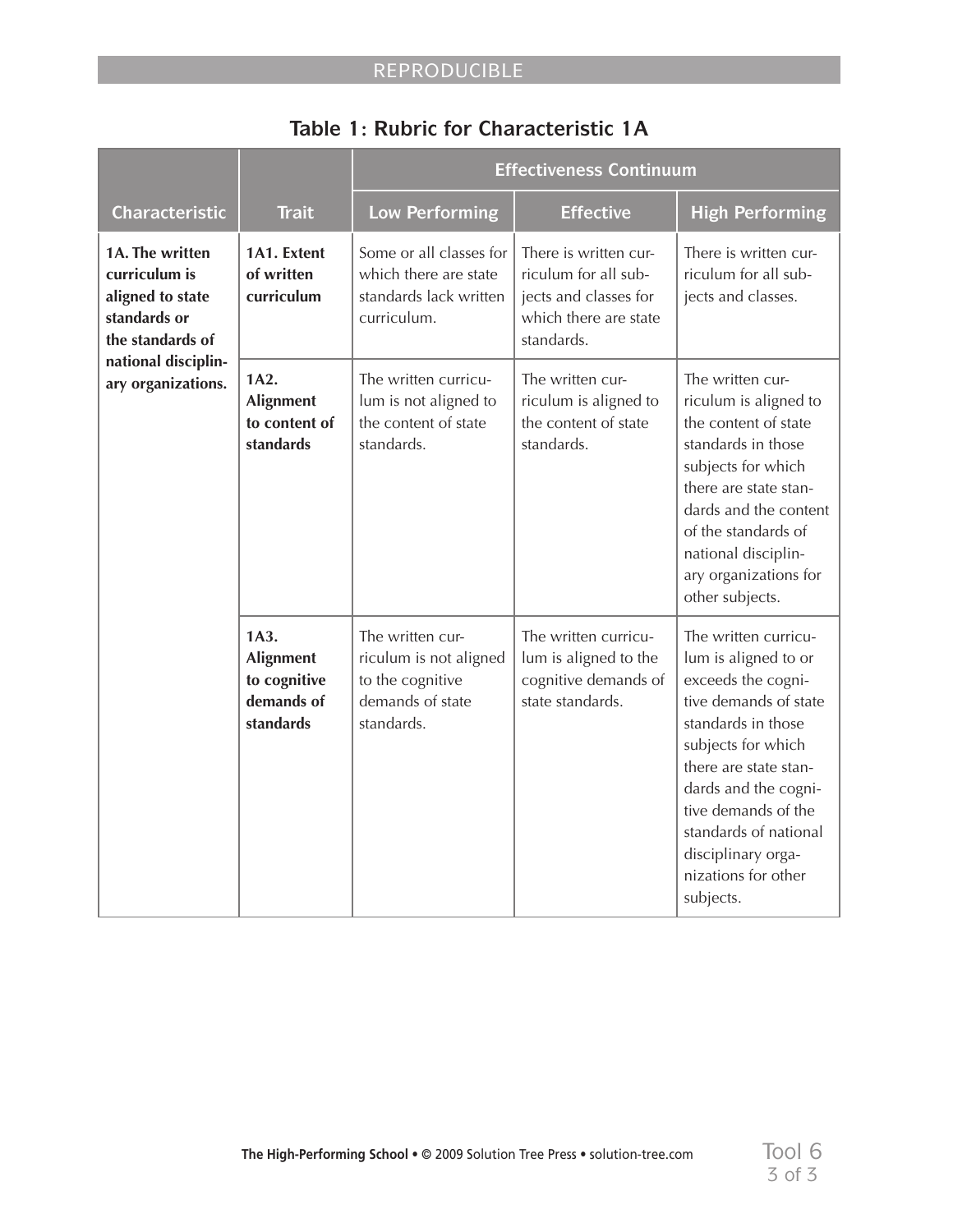## Table 1: Rubric for Characteristic 1A

| Characteristic | Trait | Effectiveness Continuum: Low Performing | Effectiveness Continuum: Effective | Effectiveness Continuum: High Performing |
|---|---|---|---|---|
| **1A. The written curriculum is aligned to state standards or the standards of national disciplinary organizations.** | **1A1. Extent of written curriculum** | Some or all classes for which there are state standards lack written curriculum. | There is written curriculum for all subjects and classes for which there are state standards. | There is written curriculum for all subjects and classes. |
| | **1A2. Alignment to content of standards** | The written curriculum is not aligned to the content of state standards. | The written curriculum is aligned to the content of state standards. | The written curriculum is aligned to the content of state standards in those subjects for which there are state standards and the content of the standards of national disciplinary organizations for other subjects. |
| | **1A3. Alignment to cognitive demands of standards** | The written curriculum is not aligned to the cognitive demands of state standards. | The written curriculum is aligned to the cognitive demands of state standards. | The written curriculum is aligned to or exceeds the cognitive demands of state standards in those subjects for which there are state standards and the cognitive demands of the standards of national disciplinary organizations for other subjects. |